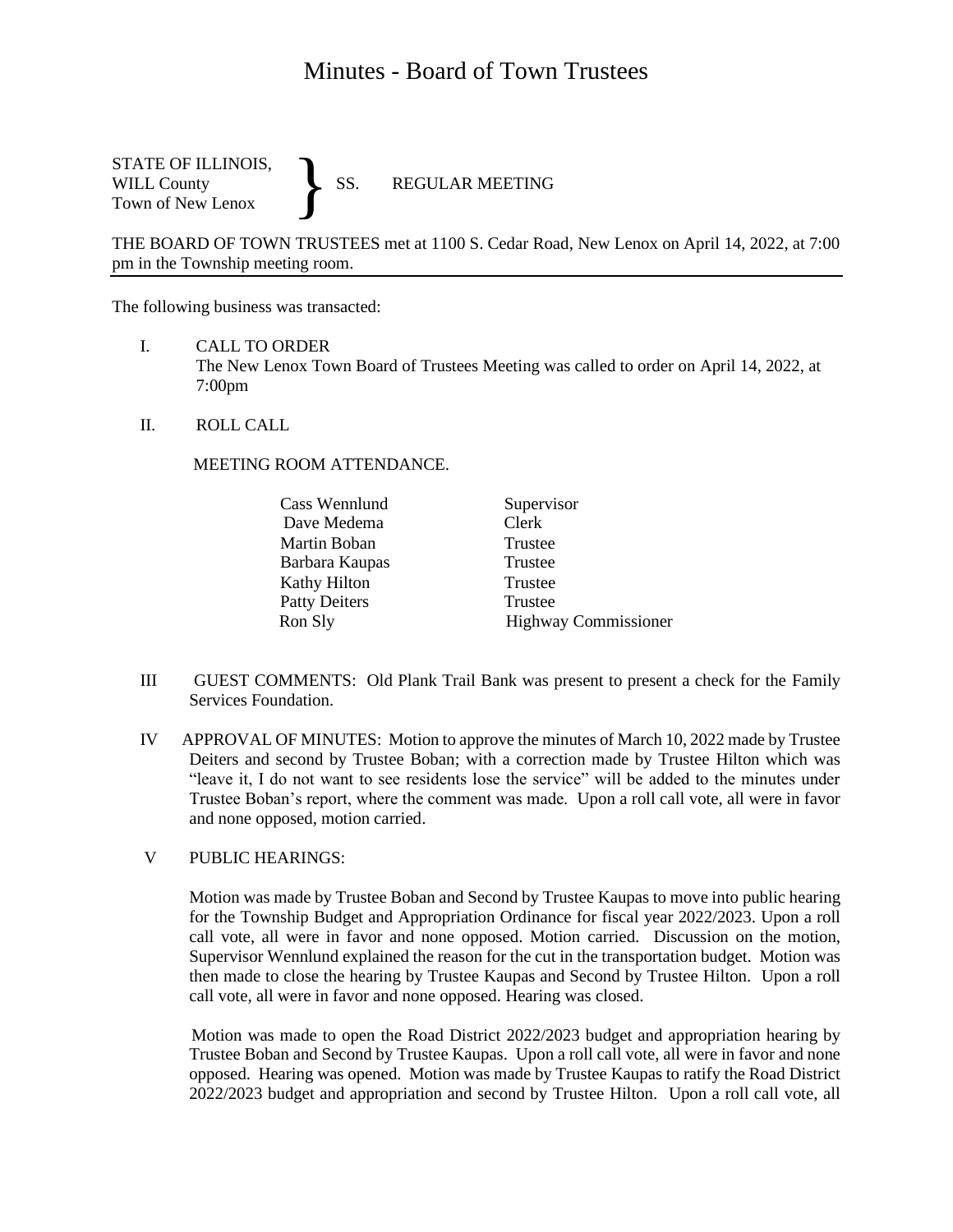// Minutes - Board of Town Trustees

STATE OF ILLINOIS,
WILL County
Town of New Lenox
} SS. REGULAR MEETING

THE BOARD OF TOWN TRUSTEES met at 1100 S. Cedar Road, New Lenox on April 14, 2022, at 7:00 pm in the Township meeting room.

---

The following business was transacted:

I. CALL TO ORDER
The New Lenox Town Board of Trustees Meeting was called to order on April 14, 2022, at 7:00pm

II. ROLL CALL

MEETING ROOM ATTENDANCE.

| | |
|---|---|
| Cass Wennlund | Supervisor |
| Dave Medema | Clerk |
| Martin Boban | Trustee |
| Barbara Kaupas | Trustee |
| Kathy Hilton | Trustee |
| Patty Deiters | Trustee |
| Ron Sly | Highway Commissioner |

III GUEST COMMENTS: Old Plank Trail Bank was present to present a check for the Family Services Foundation.

IV APPROVAL OF MINUTES: Motion to approve the minutes of March 10, 2022 made by Trustee Deiters and second by Trustee Boban; with a correction made by Trustee Hilton which was "leave it, I do not want to see residents lose the service" will be added to the minutes under Trustee Boban's report, where the comment was made. Upon a roll call vote, all were in favor and none opposed, motion carried.

V PUBLIC HEARINGS:

Motion was made by Trustee Boban and Second by Trustee Kaupas to move into public hearing for the Township Budget and Appropriation Ordinance for fiscal year 2022/2023. Upon a roll call vote, all were in favor and none opposed. Motion carried. Discussion on the motion, Supervisor Wennlund explained the reason for the cut in the transportation budget. Motion was then made to close the hearing by Trustee Kaupas and Second by Trustee Hilton. Upon a roll call vote, all were in favor and none opposed. Hearing was closed.

Motion was made to open the Road District 2022/2023 budget and appropriation hearing by Trustee Boban and Second by Trustee Kaupas. Upon a roll call vote, all were in favor and none opposed. Hearing was opened. Motion was made by Trustee Kaupas to ratify the Road District 2022/2023 budget and appropriation and second by Trustee Hilton. Upon a roll call vote, all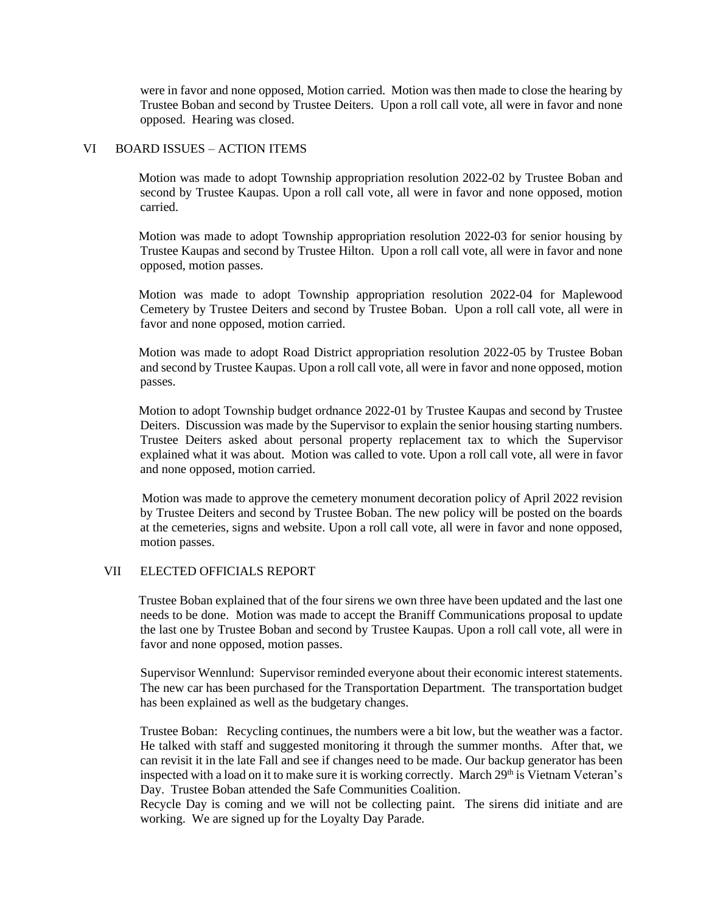were in favor and none opposed, Motion carried. Motion was then made to close the hearing by Trustee Boban and second by Trustee Deiters. Upon a roll call vote, all were in favor and none opposed. Hearing was closed.

## VI BOARD ISSUES – ACTION ITEMS

Motion was made to adopt Township appropriation resolution 2022-02 by Trustee Boban and second by Trustee Kaupas. Upon a roll call vote, all were in favor and none opposed, motion carried.

Motion was made to adopt Township appropriation resolution 2022-03 for senior housing by Trustee Kaupas and second by Trustee Hilton. Upon a roll call vote, all were in favor and none opposed, motion passes.

Motion was made to adopt Township appropriation resolution 2022-04 for Maplewood Cemetery by Trustee Deiters and second by Trustee Boban. Upon a roll call vote, all were in favor and none opposed, motion carried.

Motion was made to adopt Road District appropriation resolution 2022-05 by Trustee Boban and second by Trustee Kaupas. Upon a roll call vote, all were in favor and none opposed, motion passes.

Motion to adopt Township budget ordnance 2022-01 by Trustee Kaupas and second by Trustee Deiters. Discussion was made by the Supervisor to explain the senior housing starting numbers. Trustee Deiters asked about personal property replacement tax to which the Supervisor explained what it was about. Motion was called to vote. Upon a roll call vote, all were in favor and none opposed, motion carried.

Motion was made to approve the cemetery monument decoration policy of April 2022 revision by Trustee Deiters and second by Trustee Boban. The new policy will be posted on the boards at the cemeteries, signs and website. Upon a roll call vote, all were in favor and none opposed, motion passes.

## VII ELECTED OFFICIALS REPORT

Trustee Boban explained that of the four sirens we own three have been updated and the last one needs to be done. Motion was made to accept the Braniff Communications proposal to update the last one by Trustee Boban and second by Trustee Kaupas. Upon a roll call vote, all were in favor and none opposed, motion passes.

Supervisor Wennlund: Supervisor reminded everyone about their economic interest statements. The new car has been purchased for the Transportation Department. The transportation budget has been explained as well as the budgetary changes.

Trustee Boban: Recycling continues, the numbers were a bit low, but the weather was a factor. He talked with staff and suggested monitoring it through the summer months. After that, we can revisit it in the late Fall and see if changes need to be made. Our backup generator has been inspected with a load on it to make sure it is working correctly. March 29th is Vietnam Veteran's Day. Trustee Boban attended the Safe Communities Coalition.
Recycle Day is coming and we will not be collecting paint. The sirens did initiate and are working. We are signed up for the Loyalty Day Parade.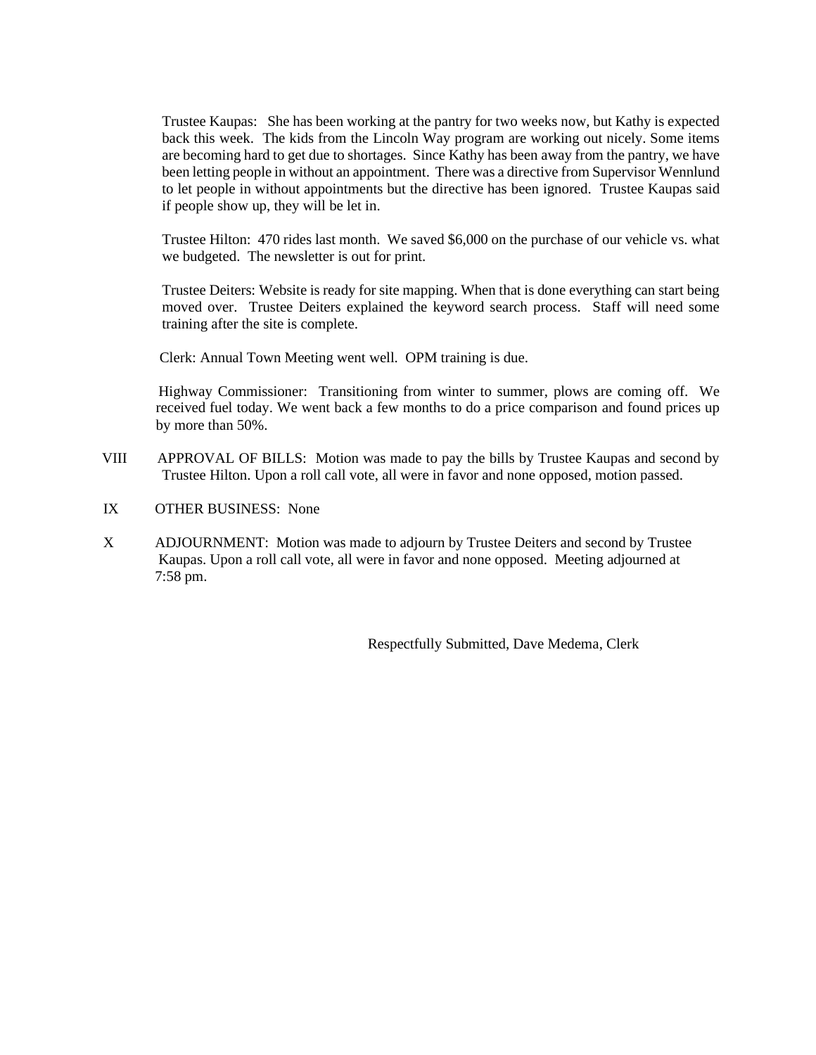Trustee Kaupas: She has been working at the pantry for two weeks now, but Kathy is expected back this week. The kids from the Lincoln Way program are working out nicely. Some items are becoming hard to get due to shortages. Since Kathy has been away from the pantry, we have been letting people in without an appointment. There was a directive from Supervisor Wennlund to let people in without appointments but the directive has been ignored. Trustee Kaupas said if people show up, they will be let in.

Trustee Hilton: 470 rides last month. We saved $6,000 on the purchase of our vehicle vs. what we budgeted. The newsletter is out for print.

Trustee Deiters: Website is ready for site mapping. When that is done everything can start being moved over. Trustee Deiters explained the keyword search process. Staff will need some training after the site is complete.

Clerk: Annual Town Meeting went well. OPM training is due.

Highway Commissioner: Transitioning from winter to summer, plows are coming off. We received fuel today. We went back a few months to do a price comparison and found prices up by more than 50%.

VIII APPROVAL OF BILLS: Motion was made to pay the bills by Trustee Kaupas and second by Trustee Hilton. Upon a roll call vote, all were in favor and none opposed, motion passed.

IX OTHER BUSINESS: None

X ADJOURNMENT: Motion was made to adjourn by Trustee Deiters and second by Trustee Kaupas. Upon a roll call vote, all were in favor and none opposed. Meeting adjourned at 7:58 pm.

Respectfully Submitted, Dave Medema, Clerk